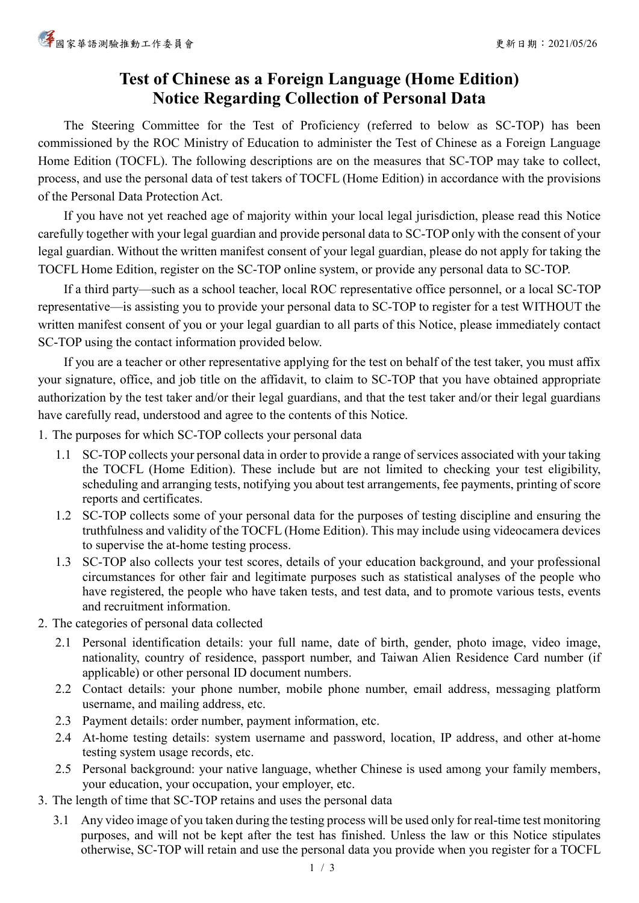# Test of Chinese as a Foreign Language (Home Edition)
# Notice Regarding Collection of Personal Data

The Steering Committee for the Test of Proficiency (referred to below as SC-TOP) has been commissioned by the ROC Ministry of Education to administer the Test of Chinese as a Foreign Language Home Edition (TOCFL). The following descriptions are on the measures that SC-TOP may take to collect, process, and use the personal data of test takers of TOCFL (Home Edition) in accordance with the provisions of the Personal Data Protection Act.

If you have not yet reached age of majority within your local legal jurisdiction, please read this Notice carefully together with your legal guardian and provide personal data to SC-TOP only with the consent of your legal guardian. Without the written manifest consent of your legal guardian, please do not apply for taking the TOCFL Home Edition, register on the SC-TOP online system, or provide any personal data to SC-TOP.

If a third party—such as a school teacher, local ROC representative office personnel, or a local SC-TOP representative—is assisting you to provide your personal data to SC-TOP to register for a test WITHOUT the written manifest consent of you or your legal guardian to all parts of this Notice, please immediately contact SC-TOP using the contact information provided below.

If you are a teacher or other representative applying for the test on behalf of the test taker, you must affix your signature, office, and job title on the affidavit, to claim to SC-TOP that you have obtained appropriate authorization by the test taker and/or their legal guardians, and that the test taker and/or their legal guardians have carefully read, understood and agree to the contents of this Notice.

1. The purposes for which SC-TOP collects your personal data
   - 1.1 SC-TOP collects your personal data in order to provide a range of services associated with your taking the TOCFL (Home Edition). These include but are not limited to checking your test eligibility, scheduling and arranging tests, notifying you about test arrangements, fee payments, printing of score reports and certificates.
   - 1.2 SC-TOP collects some of your personal data for the purposes of testing discipline and ensuring the truthfulness and validity of the TOCFL (Home Edition). This may include using videocamera devices to supervise the at-home testing process.
   - 1.3 SC-TOP also collects your test scores, details of your education background, and your professional circumstances for other fair and legitimate purposes such as statistical analyses of the people who have registered, the people who have taken tests, and test data, and to promote various tests, events and recruitment information.
2. The categories of personal data collected
   - 2.1 Personal identification details: your full name, date of birth, gender, photo image, video image, nationality, country of residence, passport number, and Taiwan Alien Residence Card number (if applicable) or other personal ID document numbers.
   - 2.2 Contact details: your phone number, mobile phone number, email address, messaging platform username, and mailing address, etc.
   - 2.3 Payment details: order number, payment information, etc.
   - 2.4 At-home testing details: system username and password, location, IP address, and other at-home testing system usage records, etc.
   - 2.5 Personal background: your native language, whether Chinese is used among your family members, your education, your occupation, your employer, etc.
3. The length of time that SC-TOP retains and uses the personal data
   - 3.1 Any video image of you taken during the testing process will be used only for real-time test monitoring purposes, and will not be kept after the test has finished. Unless the law or this Notice stipulates otherwise, SC-TOP will retain and use the personal data you provide when you register for a TOCFL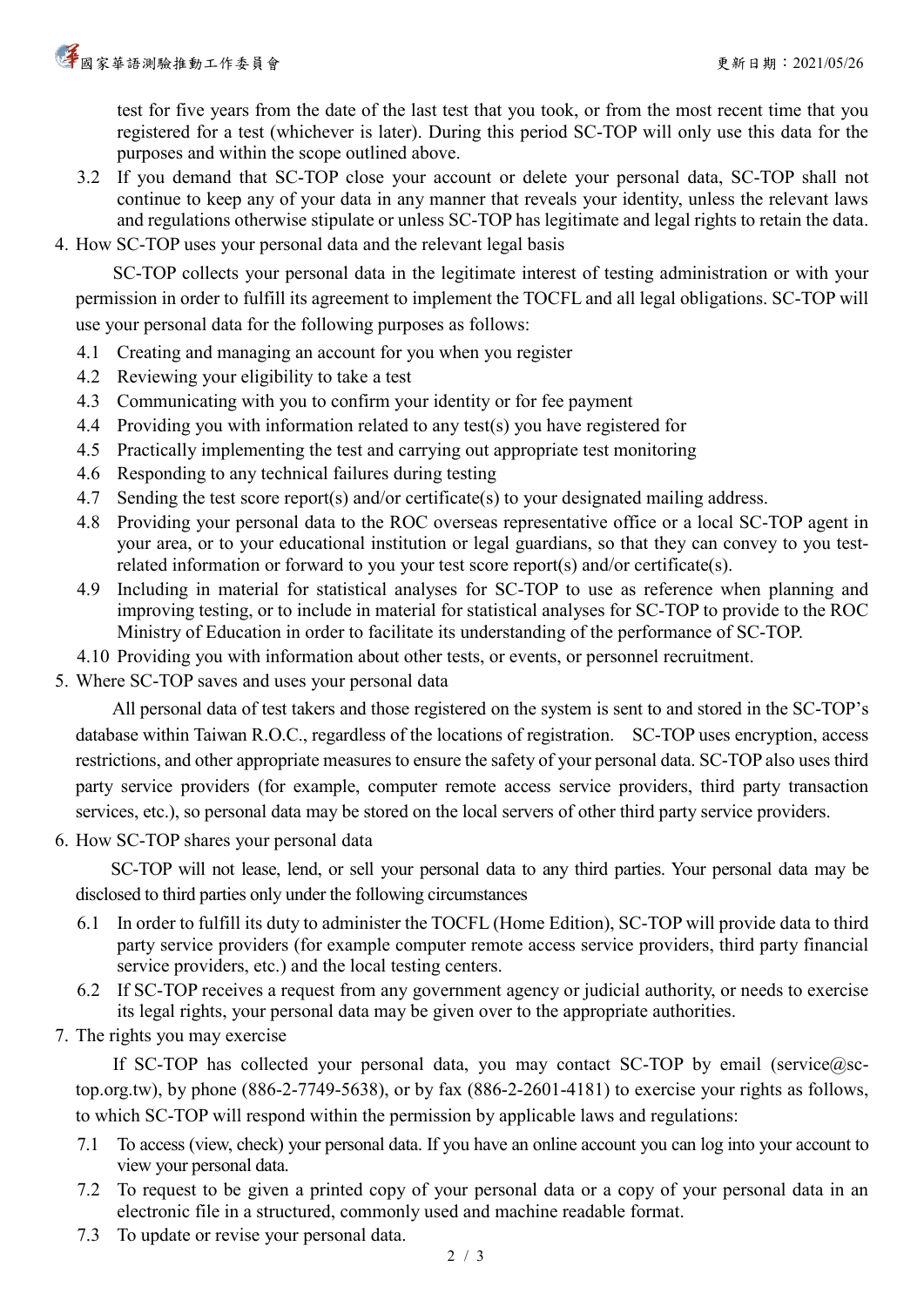test for five years from the date of the last test that you took, or from the most recent time that you registered for a test (whichever is later). During this period SC-TOP will only use this data for the purposes and within the scope outlined above.

3.2 If you demand that SC-TOP close your account or delete your personal data, SC-TOP shall not continue to keep any of your data in any manner that reveals your identity, unless the relevant laws and regulations otherwise stipulate or unless SC-TOP has legitimate and legal rights to retain the data.

4. How SC-TOP uses your personal data and the relevant legal basis

SC-TOP collects your personal data in the legitimate interest of testing administration or with your permission in order to fulfill its agreement to implement the TOCFL and all legal obligations. SC-TOP will use your personal data for the following purposes as follows:

4.1 Creating and managing an account for you when you register
4.2 Reviewing your eligibility to take a test
4.3 Communicating with you to confirm your identity or for fee payment
4.4 Providing you with information related to any test(s) you have registered for
4.5 Practically implementing the test and carrying out appropriate test monitoring
4.6 Responding to any technical failures during testing
4.7 Sending the test score report(s) and/or certificate(s) to your designated mailing address.
4.8 Providing your personal data to the ROC overseas representative office or a local SC-TOP agent in your area, or to your educational institution or legal guardians, so that they can convey to you test-related information or forward to you your test score report(s) and/or certificate(s).
4.9 Including in material for statistical analyses for SC-TOP to use as reference when planning and improving testing, or to include in material for statistical analyses for SC-TOP to provide to the ROC Ministry of Education in order to facilitate its understanding of the performance of SC-TOP.
4.10 Providing you with information about other tests, or events, or personnel recruitment.

5. Where SC-TOP saves and uses your personal data

All personal data of test takers and those registered on the system is sent to and stored in the SC-TOP's database within Taiwan R.O.C., regardless of the locations of registration. SC-TOP uses encryption, access restrictions, and other appropriate measures to ensure the safety of your personal data. SC-TOP also uses third party service providers (for example, computer remote access service providers, third party transaction services, etc.), so personal data may be stored on the local servers of other third party service providers.

6. How SC-TOP shares your personal data

SC-TOP will not lease, lend, or sell your personal data to any third parties. Your personal data may be disclosed to third parties only under the following circumstances

6.1 In order to fulfill its duty to administer the TOCFL (Home Edition), SC-TOP will provide data to third party service providers (for example computer remote access service providers, third party financial service providers, etc.) and the local testing centers.
6.2 If SC-TOP receives a request from any government agency or judicial authority, or needs to exercise its legal rights, your personal data may be given over to the appropriate authorities.

7. The rights you may exercise

If SC-TOP has collected your personal data, you may contact SC-TOP by email (service@sc-top.org.tw), by phone (886-2-7749-5638), or by fax (886-2-2601-4181) to exercise your rights as follows, to which SC-TOP will respond within the permission by applicable laws and regulations:

7.1 To access (view, check) your personal data. If you have an online account you can log into your account to view your personal data.
7.2 To request to be given a printed copy of your personal data or a copy of your personal data in an electronic file in a structured, commonly used and machine readable format.
7.3 To update or revise your personal data.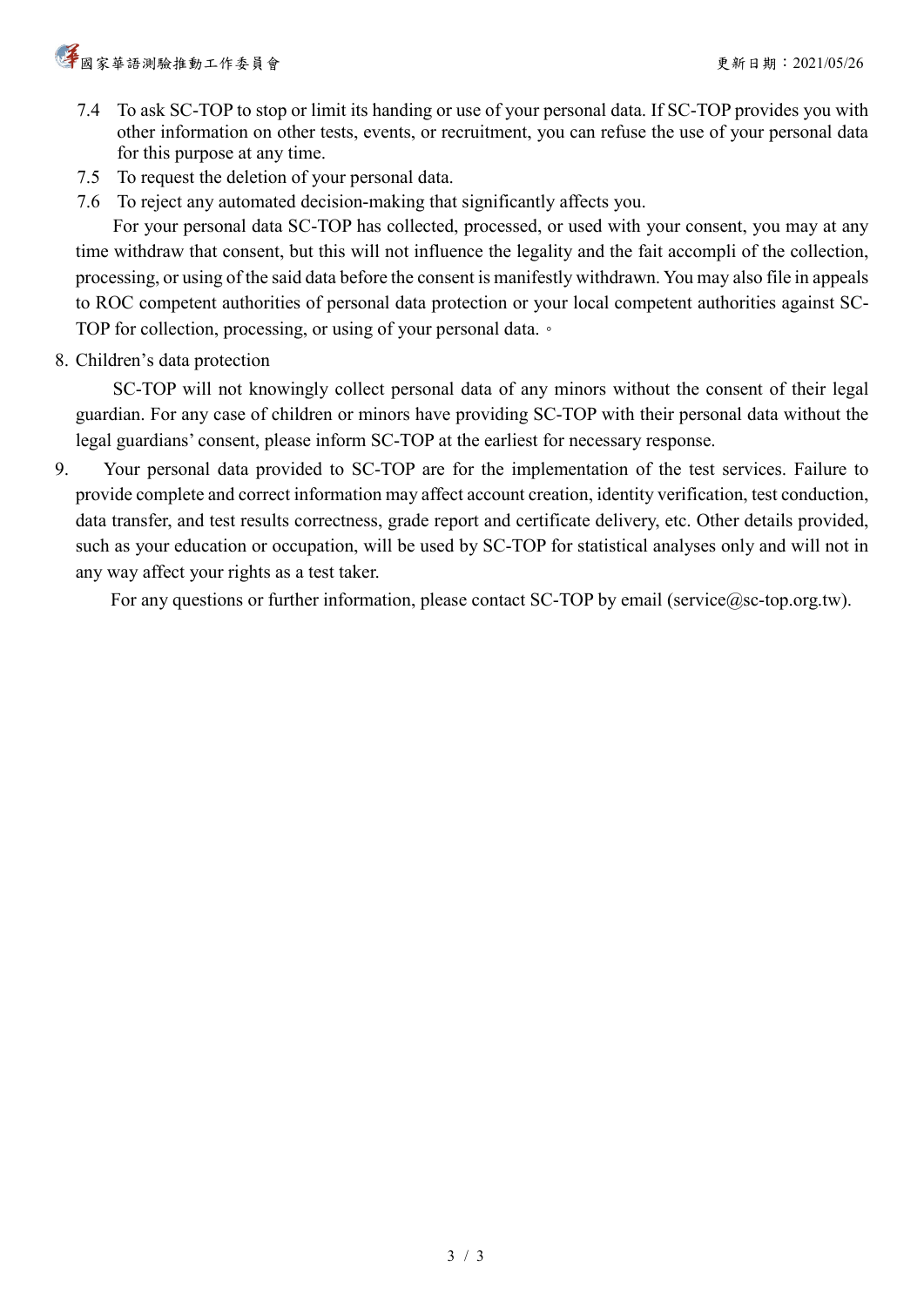7.4 To ask SC-TOP to stop or limit its handing or use of your personal data. If SC-TOP provides you with other information on other tests, events, or recruitment, you can refuse the use of your personal data for this purpose at any time.

7.5 To request the deletion of your personal data.

7.6 To reject any automated decision-making that significantly affects you.

For your personal data SC-TOP has collected, processed, or used with your consent, you may at any time withdraw that consent, but this will not influence the legality and the fait accompli of the collection, processing, or using of the said data before the consent is manifestly withdrawn. You may also file in appeals to ROC competent authorities of personal data protection or your local competent authorities against SC-TOP for collection, processing, or using of your personal data.。

8. Children's data protection

SC-TOP will not knowingly collect personal data of any minors without the consent of their legal guardian. For any case of children or minors have providing SC-TOP with their personal data without the legal guardians' consent, please inform SC-TOP at the earliest for necessary response.

9. Your personal data provided to SC-TOP are for the implementation of the test services. Failure to provide complete and correct information may affect account creation, identity verification, test conduction, data transfer, and test results correctness, grade report and certificate delivery, etc. Other details provided, such as your education or occupation, will be used by SC-TOP for statistical analyses only and will not in any way affect your rights as a test taker.

For any questions or further information, please contact SC-TOP by email (service@sc-top.org.tw).